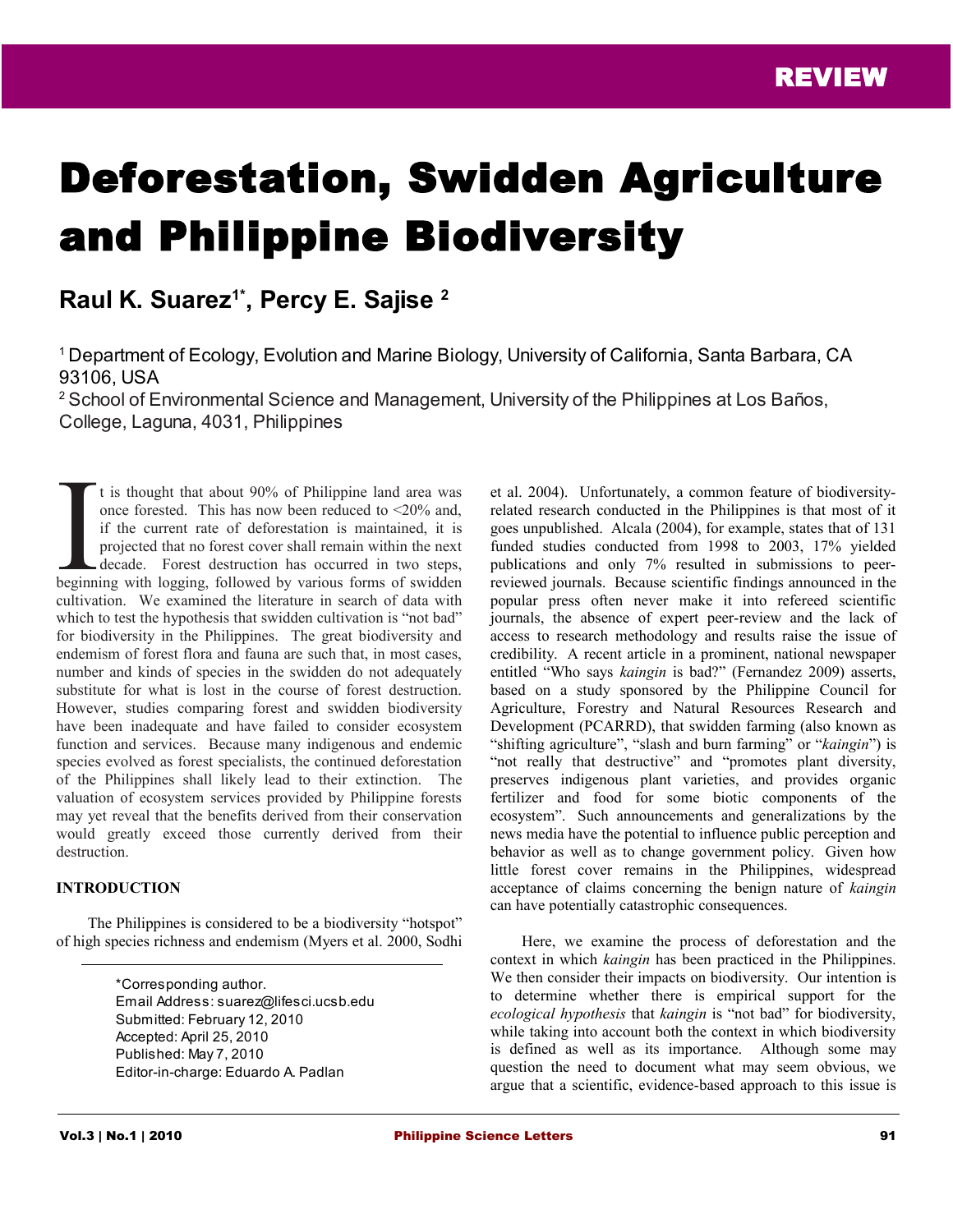REVIEW

# Deforestation, Swidden Agriculture and Philippine Biodiversity

**Raul K. Suarez[1*], Percy E. Sajise [2]**

[1] Department of Ecology, Evolution and Marine Biology, University of California, Santa Barbara, CA 93106, USA

[2] School of Environmental Science and Management, University of the Philippines at Los Baños, College, Laguna, 4031, Philippines

It is thought that about 90% of Philippine land area was once forested. This has now been reduced to <20% and, if the current rate of deforestation is maintained, it is projected that no forest cover shall remain within the next decade. Forest destruction has occurred in two steps, beginning with logging, followed by various forms of swidden cultivation. We examined the literature in search of data with which to test the hypothesis that swidden cultivation is "not bad" for biodiversity in the Philippines. The great biodiversity and endemism of forest flora and fauna are such that, in most cases, number and kinds of species in the swidden do not adequately substitute for what is lost in the course of forest destruction. However, studies comparing forest and swidden biodiversity have been inadequate and have failed to consider ecosystem function and services. Because many indigenous and endemic species evolved as forest specialists, the continued deforestation of the Philippines shall likely lead to their extinction. The valuation of ecosystem services provided by Philippine forests may yet reveal that the benefits derived from their conservation would greatly exceed those currently derived from their destruction.

## INTRODUCTION

The Philippines is considered to be a biodiversity "hotspot" of high species richness and endemism (Myers et al. 2000, Sodhi et al. 2004). Unfortunately, a common feature of biodiversity-related research conducted in the Philippines is that most of it goes unpublished. Alcala (2004), for example, states that of 131 funded studies conducted from 1998 to 2003, 17% yielded publications and only 7% resulted in submissions to peer-reviewed journals. Because scientific findings announced in the popular press often never make it into refereed scientific journals, the absence of expert peer-review and the lack of access to research methodology and results raise the issue of credibility. A recent article in a prominent, national newspaper entitled "Who says *kaingin* is bad?" (Fernandez 2009) asserts, based on a study sponsored by the Philippine Council for Agriculture, Forestry and Natural Resources Research and Development (PCARRD), that swidden farming (also known as "shifting agriculture", "slash and burn farming" or "*kaingin*") is "not really that destructive" and "promotes plant diversity, preserves indigenous plant varieties, and provides organic fertilizer and food for some biotic components of the ecosystem". Such announcements and generalizations by the news media have the potential to influence public perception and behavior as well as to change government policy. Given how little forest cover remains in the Philippines, widespread acceptance of claims concerning the benign nature of *kaingin* can have potentially catastrophic consequences.

Here, we examine the process of deforestation and the context in which *kaingin* has been practiced in the Philippines. We then consider their impacts on biodiversity. Our intention is to determine whether there is empirical support for the *ecological hypothesis* that *kaingin* is "not bad" for biodiversity, while taking into account both the context in which biodiversity is defined as well as its importance. Although some may question the need to document what may seem obvious, we argue that a scientific, evidence-based approach to this issue is

*Corresponding author.
Email Address: suarez@lifesci.ucsb.edu
Submitted: February 12, 2010
Accepted: April 25, 2010
Published: May 7, 2010
Editor-in-charge: Eduardo A. Padlan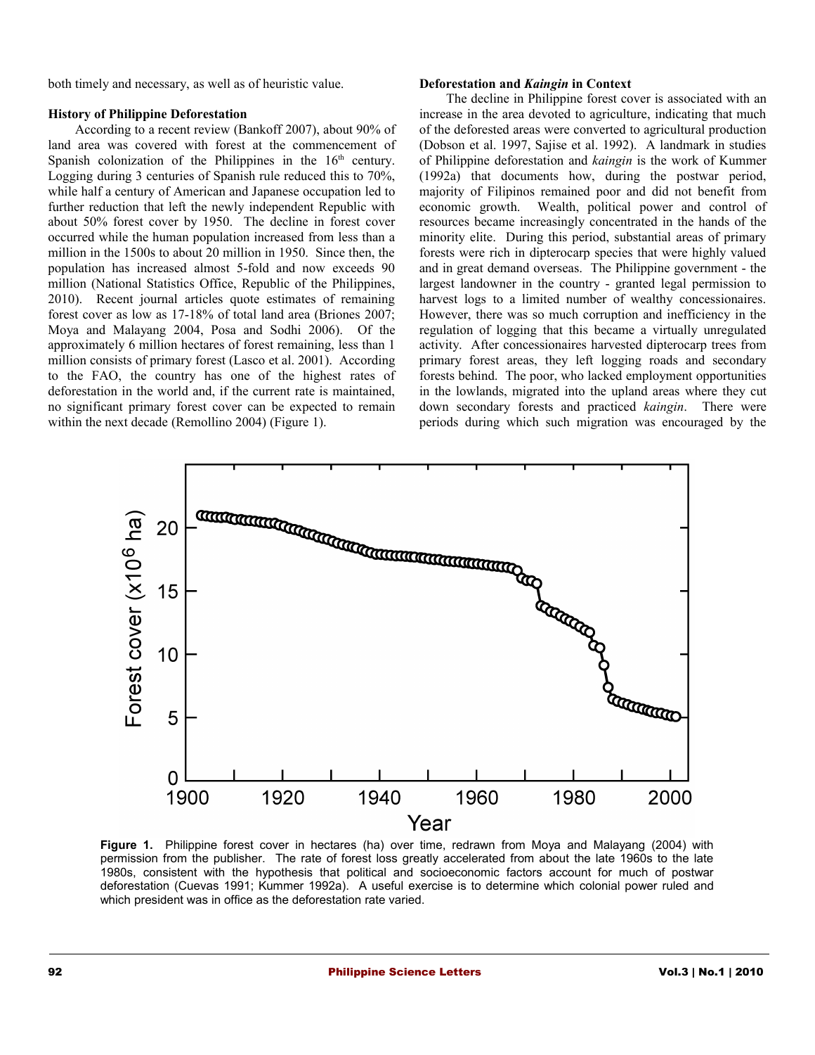both timely and necessary, as well as of heuristic value.

## History of Philippine Deforestation

According to a recent review (Bankoff 2007), about 90% of land area was covered with forest at the commencement of Spanish colonization of the Philippines in the 16th century. Logging during 3 centuries of Spanish rule reduced this to 70%, while half a century of American and Japanese occupation led to further reduction that left the newly independent Republic with about 50% forest cover by 1950. The decline in forest cover occurred while the human population increased from less than a million in the 1500s to about 20 million in 1950. Since then, the population has increased almost 5-fold and now exceeds 90 million (National Statistics Office, Republic of the Philippines, 2010). Recent journal articles quote estimates of remaining forest cover as low as 17-18% of total land area (Briones 2007; Moya and Malayang 2004, Posa and Sodhi 2006). Of the approximately 6 million hectares of forest remaining, less than 1 million consists of primary forest (Lasco et al. 2001). According to the FAO, the country has one of the highest rates of deforestation in the world and, if the current rate is maintained, no significant primary forest cover can be expected to remain within the next decade (Remollino 2004) (Figure 1).

## Deforestation and *Kaingin* in Context

The decline in Philippine forest cover is associated with an increase in the area devoted to agriculture, indicating that much of the deforested areas were converted to agricultural production (Dobson et al. 1997, Sajise et al. 1992). A landmark in studies of Philippine deforestation and *kaingin* is the work of Kummer (1992a) that documents how, during the postwar period, majority of Filipinos remained poor and did not benefit from economic growth. Wealth, political power and control of resources became increasingly concentrated in the hands of the minority elite. During this period, substantial areas of primary forests were rich in dipterocarp species that were highly valued and in great demand overseas. The Philippine government - the largest landowner in the country - granted legal permission to harvest logs to a limited number of wealthy concessionaires. However, there was so much corruption and inefficiency in the regulation of logging that this became a virtually unregulated activity. After concessionaires harvested dipterocarp trees from primary forest areas, they left logging roads and secondary forests behind. The poor, who lacked employment opportunities in the lowlands, migrated into the upland areas where they cut down secondary forests and practiced *kaingin*. There were periods during which such migration was encouraged by the

**Figure 1.** Philippine forest cover in hectares (ha) over time, redrawn from Moya and Malayang (2004) with permission from the publisher. The rate of forest loss greatly accelerated from about the late 1960s to the late 1980s, consistent with the hypothesis that political and socioeconomic factors account for much of postwar deforestation (Cuevas 1991; Kummer 1992a). A useful exercise is to determine which colonial power ruled and which president was in office as the deforestation rate varied.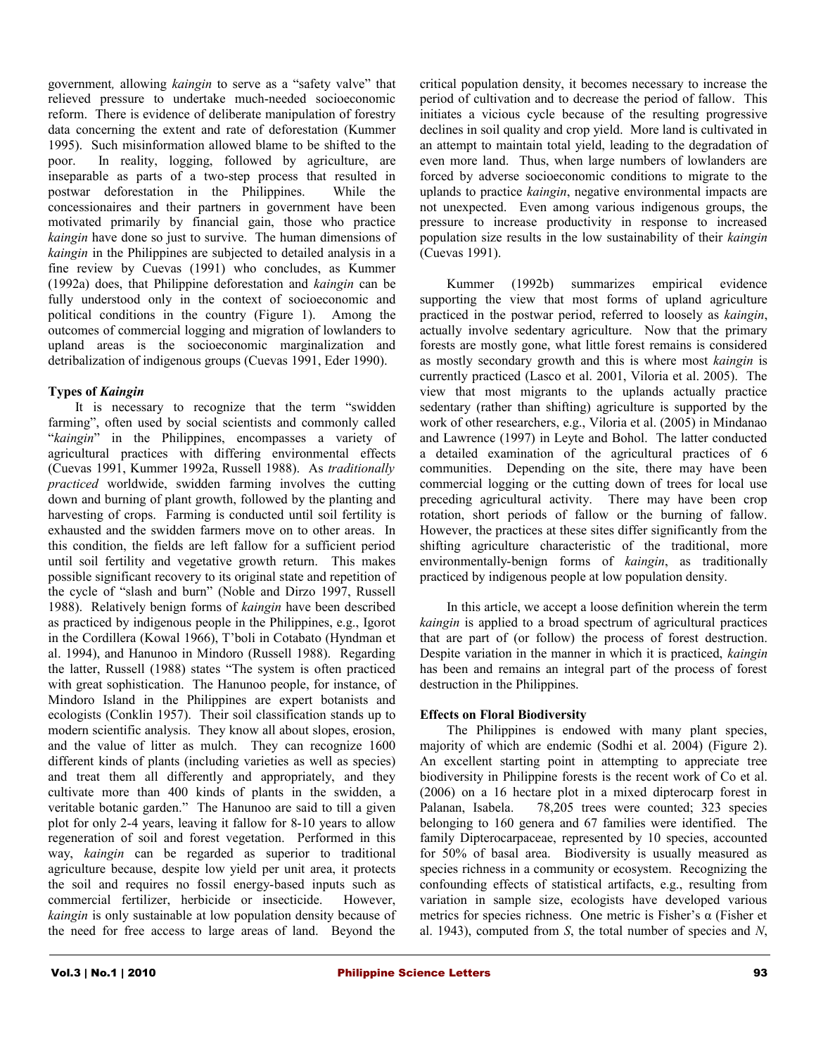government*,* allowing *kaingin* to serve as a "safety valve" that relieved pressure to undertake much-needed socioeconomic reform. There is evidence of deliberate manipulation of forestry data concerning the extent and rate of deforestation (Kummer 1995). Such misinformation allowed blame to be shifted to the poor. In reality, logging, followed by agriculture, are inseparable as parts of a two-step process that resulted in postwar deforestation in the Philippines. While the concessionaires and their partners in government have been motivated primarily by financial gain, those who practice *kaingin* have done so just to survive. The human dimensions of *kaingin* in the Philippines are subjected to detailed analysis in a fine review by Cuevas (1991) who concludes, as Kummer (1992a) does, that Philippine deforestation and *kaingin* can be fully understood only in the context of socioeconomic and political conditions in the country (Figure 1). Among the outcomes of commercial logging and migration of lowlanders to upland areas is the socioeconomic marginalization and detribalization of indigenous groups (Cuevas 1991, Eder 1990).

### Types of *Kaingin*

It is necessary to recognize that the term "swidden farming", often used by social scientists and commonly called "*kaingin*" in the Philippines, encompasses a variety of agricultural practices with differing environmental effects (Cuevas 1991, Kummer 1992a, Russell 1988). As *traditionally practiced* worldwide, swidden farming involves the cutting down and burning of plant growth, followed by the planting and harvesting of crops. Farming is conducted until soil fertility is exhausted and the swidden farmers move on to other areas. In this condition, the fields are left fallow for a sufficient period until soil fertility and vegetative growth return. This makes possible significant recovery to its original state and repetition of the cycle of "slash and burn" (Noble and Dirzo 1997, Russell 1988). Relatively benign forms of *kaingin* have been described as practiced by indigenous people in the Philippines, e.g., Igorot in the Cordillera (Kowal 1966), T'boli in Cotabato (Hyndman et al. 1994), and Hanunoo in Mindoro (Russell 1988). Regarding the latter, Russell (1988) states "The system is often practiced with great sophistication. The Hanunoo people, for instance, of Mindoro Island in the Philippines are expert botanists and ecologists (Conklin 1957). Their soil classification stands up to modern scientific analysis. They know all about slopes, erosion, and the value of litter as mulch. They can recognize 1600 different kinds of plants (including varieties as well as species) and treat them all differently and appropriately, and they cultivate more than 400 kinds of plants in the swidden, a veritable botanic garden." The Hanunoo are said to till a given plot for only 2-4 years, leaving it fallow for 8-10 years to allow regeneration of soil and forest vegetation. Performed in this way, *kaingin* can be regarded as superior to traditional agriculture because, despite low yield per unit area, it protects the soil and requires no fossil energy-based inputs such as commercial fertilizer, herbicide or insecticide. However, *kaingin* is only sustainable at low population density because of the need for free access to large areas of land. Beyond the critical population density, it becomes necessary to increase the period of cultivation and to decrease the period of fallow. This initiates a vicious cycle because of the resulting progressive declines in soil quality and crop yield. More land is cultivated in an attempt to maintain total yield, leading to the degradation of even more land. Thus, when large numbers of lowlanders are forced by adverse socioeconomic conditions to migrate to the uplands to practice *kaingin*, negative environmental impacts are not unexpected. Even among various indigenous groups, the pressure to increase productivity in response to increased population size results in the low sustainability of their *kaingin* (Cuevas 1991).

Kummer (1992b) summarizes empirical evidence supporting the view that most forms of upland agriculture practiced in the postwar period, referred to loosely as *kaingin*, actually involve sedentary agriculture. Now that the primary forests are mostly gone, what little forest remains is considered as mostly secondary growth and this is where most *kaingin* is currently practiced (Lasco et al. 2001, Viloria et al. 2005). The view that most migrants to the uplands actually practice sedentary (rather than shifting) agriculture is supported by the work of other researchers, e.g., Viloria et al. (2005) in Mindanao and Lawrence (1997) in Leyte and Bohol. The latter conducted a detailed examination of the agricultural practices of 6 communities. Depending on the site, there may have been commercial logging or the cutting down of trees for local use preceding agricultural activity. There may have been crop rotation, short periods of fallow or the burning of fallow. However, the practices at these sites differ significantly from the shifting agriculture characteristic of the traditional, more environmentally-benign forms of *kaingin*, as traditionally practiced by indigenous people at low population density.

In this article, we accept a loose definition wherein the term *kaingin* is applied to a broad spectrum of agricultural practices that are part of (or follow) the process of forest destruction. Despite variation in the manner in which it is practiced, *kaingin* has been and remains an integral part of the process of forest destruction in the Philippines.

### Effects on Floral Biodiversity

The Philippines is endowed with many plant species, majority of which are endemic (Sodhi et al. 2004) (Figure 2). An excellent starting point in attempting to appreciate tree biodiversity in Philippine forests is the recent work of Co et al. (2006) on a 16 hectare plot in a mixed dipterocarp forest in Palanan, Isabela. 78,205 trees were counted; 323 species belonging to 160 genera and 67 families were identified. The family Dipterocarpaceae, represented by 10 species, accounted for 50% of basal area. Biodiversity is usually measured as species richness in a community or ecosystem. Recognizing the confounding effects of statistical artifacts, e.g., resulting from variation in sample size, ecologists have developed various metrics for species richness. One metric is Fisher's $\alpha$ (Fisher et al. 1943), computed from $S$, the total number of species and $N$,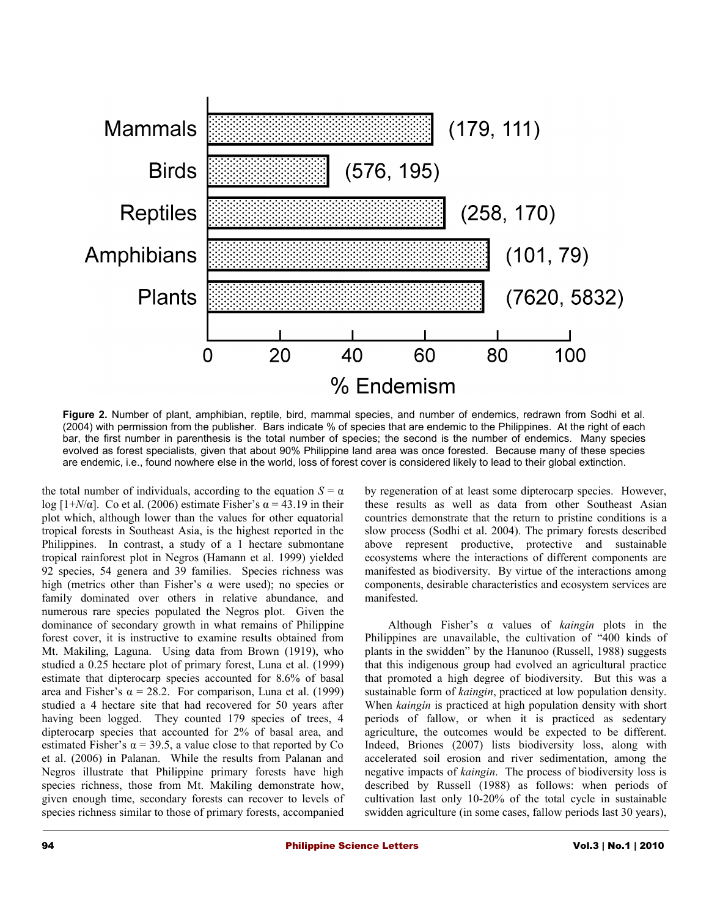**Figure 2.** Number of plant, amphibian, reptile, bird, mammal species, and number of endemics, redrawn from Sodhi et al. (2004) with permission from the publisher. Bars indicate % of species that are endemic to the Philippines. At the right of each bar, the first number in parenthesis is the total number of species; the second is the number of endemics. Many species evolved as forest specialists, given that about 90% Philippine land area was once forested. Because many of these species are endemic, i.e., found nowhere else in the world, loss of forest cover is considered likely to lead to their global extinction.

the total number of individuals, according to the equation $S = \alpha \log [1+N/\alpha]$. Co et al. (2006) estimate Fisher's $\alpha = 43.19$ in their plot which, although lower than the values for other equatorial tropical forests in Southeast Asia, is the highest reported in the Philippines. In contrast, a study of a 1 hectare submontane tropical rainforest plot in Negros (Hamann et al. 1999) yielded 92 species, 54 genera and 39 families. Species richness was high (metrics other than Fisher's $\alpha$ were used); no species or family dominated over others in relative abundance, and numerous rare species populated the Negros plot. Given the dominance of secondary growth in what remains of Philippine forest cover, it is instructive to examine results obtained from Mt. Makiling, Laguna. Using data from Brown (1919), who studied a 0.25 hectare plot of primary forest, Luna et al. (1999) estimate that dipterocarp species accounted for 8.6% of basal area and Fisher's $\alpha = 28.2$. For comparison, Luna et al. (1999) studied a 4 hectare site that had recovered for 50 years after having been logged. They counted 179 species of trees, 4 dipterocarp species that accounted for 2% of basal area, and estimated Fisher's $\alpha = 39.5$, a value close to that reported by Co et al. (2006) in Palanan. While the results from Palanan and Negros illustrate that Philippine primary forests have high species richness, those from Mt. Makiling demonstrate how, given enough time, secondary forests can recover to levels of species richness similar to those of primary forests, accompanied by regeneration of at least some dipterocarp species. However, these results as well as data from other Southeast Asian countries demonstrate that the return to pristine conditions is a slow process (Sodhi et al. 2004). The primary forests described above represent productive, protective and sustainable ecosystems where the interactions of different components are manifested as biodiversity. By virtue of the interactions among components, desirable characteristics and ecosystem services are manifested.

Although Fisher's $\alpha$ values of *kaingin* plots in the Philippines are unavailable, the cultivation of "400 kinds of plants in the swidden" by the Hanunoo (Russell, 1988) suggests that this indigenous group had evolved an agricultural practice that promoted a high degree of biodiversity. But this was a sustainable form of *kaingin*, practiced at low population density. When *kaingin* is practiced at high population density with short periods of fallow, or when it is practiced as sedentary agriculture, the outcomes would be expected to be different. Indeed, Briones (2007) lists biodiversity loss, along with accelerated soil erosion and river sedimentation, among the negative impacts of *kaingin*. The process of biodiversity loss is described by Russell (1988) as follows: when periods of cultivation last only 10-20% of the total cycle in sustainable swidden agriculture (in some cases, fallow periods last 30 years),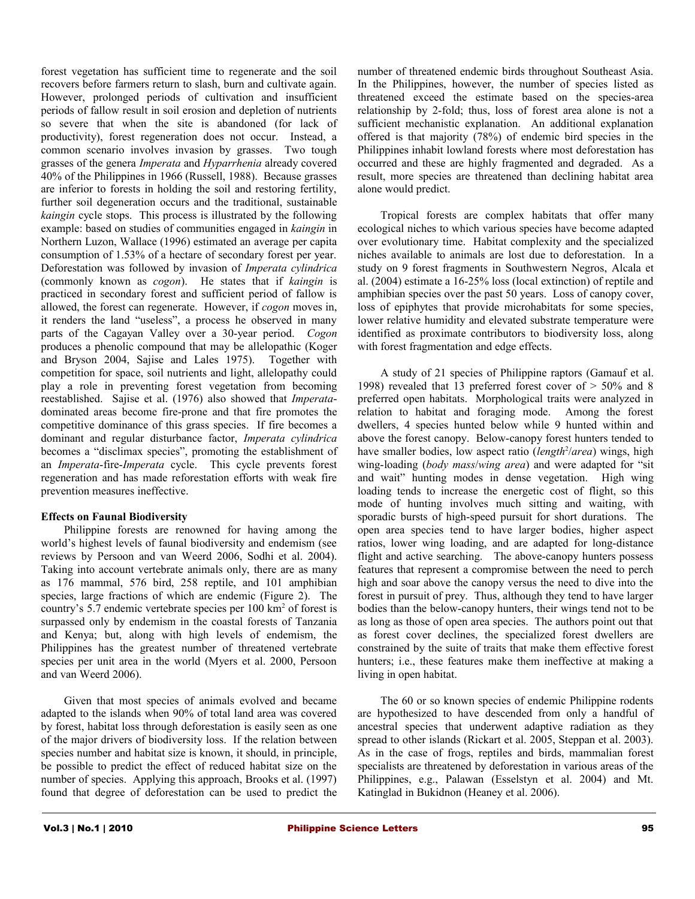forest vegetation has sufficient time to regenerate and the soil recovers before farmers return to slash, burn and cultivate again. However, prolonged periods of cultivation and insufficient periods of fallow result in soil erosion and depletion of nutrients so severe that when the site is abandoned (for lack of productivity), forest regeneration does not occur. Instead, a common scenario involves invasion by grasses. Two tough grasses of the genera *Imperata* and *Hyparrhenia* already covered 40% of the Philippines in 1966 (Russell, 1988). Because grasses are inferior to forests in holding the soil and restoring fertility, further soil degeneration occurs and the traditional, sustainable *kaingin* cycle stops. This process is illustrated by the following example: based on studies of communities engaged in *kaingin* in Northern Luzon, Wallace (1996) estimated an average per capita consumption of 1.53% of a hectare of secondary forest per year. Deforestation was followed by invasion of *Imperata cylindrica* (commonly known as *cogon*). He states that if *kaingin* is practiced in secondary forest and sufficient period of fallow is allowed, the forest can regenerate. However, if *cogon* moves in, it renders the land "useless", a process he observed in many parts of the Cagayan Valley over a 30-year period. *Cogon* produces a phenolic compound that may be allelopathic (Koger and Bryson 2004, Sajise and Lales 1975). Together with competition for space, soil nutrients and light, allelopathy could play a role in preventing forest vegetation from becoming reestablished. Sajise et al. (1976) also showed that *Imperata*-dominated areas become fire-prone and that fire promotes the competitive dominance of this grass species. If fire becomes a dominant and regular disturbance factor, *Imperata cylindrica* becomes a "disclimax species", promoting the establishment of an *Imperata*-fire-*Imperata* cycle. This cycle prevents forest regeneration and has made reforestation efforts with weak fire prevention measures ineffective.

## Effects on Faunal Biodiversity

Philippine forests are renowned for having among the world's highest levels of faunal biodiversity and endemism (see reviews by Persoon and van Weerd 2006, Sodhi et al. 2004). Taking into account vertebrate animals only, there are as many as 176 mammal, 576 bird, 258 reptile, and 101 amphibian species, large fractions of which are endemic (Figure 2). The country's 5.7 endemic vertebrate species per 100 km$^2$ of forest is surpassed only by endemism in the coastal forests of Tanzania and Kenya; but, along with high levels of endemism, the Philippines has the greatest number of threatened vertebrate species per unit area in the world (Myers et al. 2000, Persoon and van Weerd 2006).

Given that most species of animals evolved and became adapted to the islands when 90% of total land area was covered by forest, habitat loss through deforestation is easily seen as one of the major drivers of biodiversity loss. If the relation between species number and habitat size is known, it should, in principle, be possible to predict the effect of reduced habitat size on the number of species. Applying this approach, Brooks et al. (1997) found that degree of deforestation can be used to predict the number of threatened endemic birds throughout Southeast Asia. In the Philippines, however, the number of species listed as threatened exceed the estimate based on the species-area relationship by 2-fold; thus, loss of forest area alone is not a sufficient mechanistic explanation. An additional explanation offered is that majority (78%) of endemic bird species in the Philippines inhabit lowland forests where most deforestation has occurred and these are highly fragmented and degraded. As a result, more species are threatened than declining habitat area alone would predict.

Tropical forests are complex habitats that offer many ecological niches to which various species have become adapted over evolutionary time. Habitat complexity and the specialized niches available to animals are lost due to deforestation. In a study on 9 forest fragments in Southwestern Negros, Alcala et al. (2004) estimate a 16-25% loss (local extinction) of reptile and amphibian species over the past 50 years. Loss of canopy cover, loss of epiphytes that provide microhabitats for some species, lower relative humidity and elevated substrate temperature were identified as proximate contributors to biodiversity loss, along with forest fragmentation and edge effects.

A study of 21 species of Philippine raptors (Gamauf et al. 1998) revealed that 13 preferred forest cover of > 50% and 8 preferred open habitats. Morphological traits were analyzed in relation to habitat and foraging mode. Among the forest dwellers, 4 species hunted below while 9 hunted within and above the forest canopy. Below-canopy forest hunters tended to have smaller bodies, low aspect ratio ($length^2/area$) wings, high wing-loading ($body\ mass/wing\ area$) and were adapted for "sit and wait" hunting modes in dense vegetation. High wing loading tends to increase the energetic cost of flight, so this mode of hunting involves much sitting and waiting, with sporadic bursts of high-speed pursuit for short durations. The open area species tend to have larger bodies, higher aspect ratios, lower wing loading, and are adapted for long-distance flight and active searching. The above-canopy hunters possess features that represent a compromise between the need to perch high and soar above the canopy versus the need to dive into the forest in pursuit of prey. Thus, although they tend to have larger bodies than the below-canopy hunters, their wings tend not to be as long as those of open area species. The authors point out that as forest cover declines, the specialized forest dwellers are constrained by the suite of traits that make them effective forest hunters; i.e., these features make them ineffective at making a living in open habitat.

The 60 or so known species of endemic Philippine rodents are hypothesized to have descended from only a handful of ancestral species that underwent adaptive radiation as they spread to other islands (Rickart et al. 2005, Steppan et al. 2003). As in the case of frogs, reptiles and birds, mammalian forest specialists are threatened by deforestation in various areas of the Philippines, e.g., Palawan (Esselstyn et al. 2004) and Mt. Katinglad in Bukidnon (Heaney et al. 2006).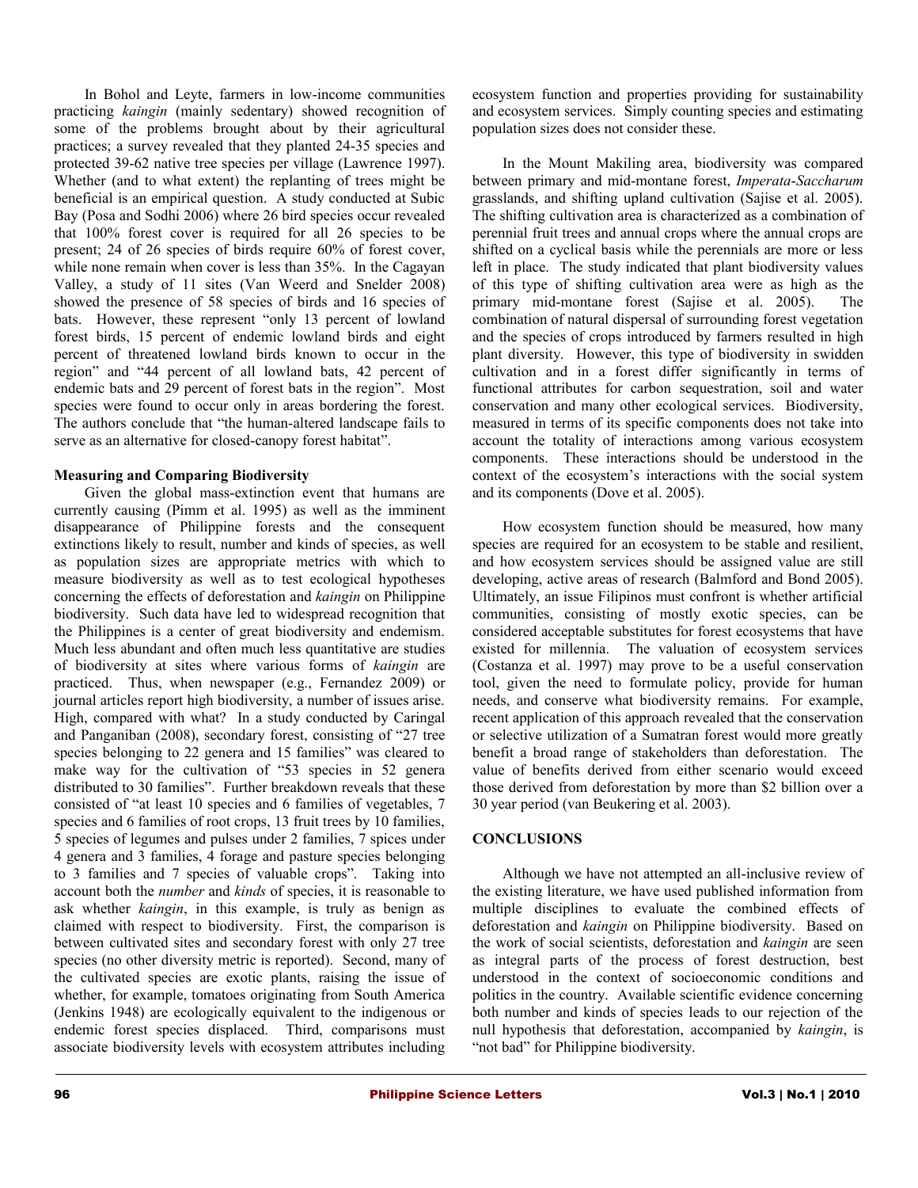In Bohol and Leyte, farmers in low-income communities practicing *kaingin* (mainly sedentary) showed recognition of some of the problems brought about by their agricultural practices; a survey revealed that they planted 24-35 species and protected 39-62 native tree species per village (Lawrence 1997). Whether (and to what extent) the replanting of trees might be beneficial is an empirical question. A study conducted at Subic Bay (Posa and Sodhi 2006) where 26 bird species occur revealed that 100% forest cover is required for all 26 species to be present; 24 of 26 species of birds require 60% of forest cover, while none remain when cover is less than 35%. In the Cagayan Valley, a study of 11 sites (Van Weerd and Snelder 2008) showed the presence of 58 species of birds and 16 species of bats. However, these represent "only 13 percent of lowland forest birds, 15 percent of endemic lowland birds and eight percent of threatened lowland birds known to occur in the region" and "44 percent of all lowland bats, 42 percent of endemic bats and 29 percent of forest bats in the region". Most species were found to occur only in areas bordering the forest. The authors conclude that "the human-altered landscape fails to serve as an alternative for closed-canopy forest habitat".

**Measuring and Comparing Biodiversity**

Given the global mass-extinction event that humans are currently causing (Pimm et al. 1995) as well as the imminent disappearance of Philippine forests and the consequent extinctions likely to result, number and kinds of species, as well as population sizes are appropriate metrics with which to measure biodiversity as well as to test ecological hypotheses concerning the effects of deforestation and *kaingin* on Philippine biodiversity. Such data have led to widespread recognition that the Philippines is a center of great biodiversity and endemism. Much less abundant and often much less quantitative are studies of biodiversity at sites where various forms of *kaingin* are practiced. Thus, when newspaper (e.g., Fernandez 2009) or journal articles report high biodiversity, a number of issues arise. High, compared with what? In a study conducted by Caringal and Panganiban (2008), secondary forest, consisting of "27 tree species belonging to 22 genera and 15 families" was cleared to make way for the cultivation of "53 species in 52 genera distributed to 30 families". Further breakdown reveals that these consisted of "at least 10 species and 6 families of vegetables, 7 species and 6 families of root crops, 13 fruit trees by 10 families, 5 species of legumes and pulses under 2 families, 7 spices under 4 genera and 3 families, 4 forage and pasture species belonging to 3 families and 7 species of valuable crops". Taking into account both the *number* and *kinds* of species, it is reasonable to ask whether *kaingin*, in this example, is truly as benign as claimed with respect to biodiversity. First, the comparison is between cultivated sites and secondary forest with only 27 tree species (no other diversity metric is reported). Second, many of the cultivated species are exotic plants, raising the issue of whether, for example, tomatoes originating from South America (Jenkins 1948) are ecologically equivalent to the indigenous or endemic forest species displaced. Third, comparisons must associate biodiversity levels with ecosystem attributes including ecosystem function and properties providing for sustainability and ecosystem services. Simply counting species and estimating population sizes does not consider these.

In the Mount Makiling area, biodiversity was compared between primary and mid-montane forest, *Imperata-Saccharum* grasslands, and shifting upland cultivation (Sajise et al. 2005). The shifting cultivation area is characterized as a combination of perennial fruit trees and annual crops where the annual crops are shifted on a cyclical basis while the perennials are more or less left in place. The study indicated that plant biodiversity values of this type of shifting cultivation area were as high as the primary mid-montane forest (Sajise et al. 2005). The combination of natural dispersal of surrounding forest vegetation and the species of crops introduced by farmers resulted in high plant diversity. However, this type of biodiversity in swidden cultivation and in a forest differ significantly in terms of functional attributes for carbon sequestration, soil and water conservation and many other ecological services. Biodiversity, measured in terms of its specific components does not take into account the totality of interactions among various ecosystem components. These interactions should be understood in the context of the ecosystem's interactions with the social system and its components (Dove et al. 2005).

How ecosystem function should be measured, how many species are required for an ecosystem to be stable and resilient, and how ecosystem services should be assigned value are still developing, active areas of research (Balmford and Bond 2005). Ultimately, an issue Filipinos must confront is whether artificial communities, consisting of mostly exotic species, can be considered acceptable substitutes for forest ecosystems that have existed for millennia. The valuation of ecosystem services (Costanza et al. 1997) may prove to be a useful conservation tool, given the need to formulate policy, provide for human needs, and conserve what biodiversity remains. For example, recent application of this approach revealed that the conservation or selective utilization of a Sumatran forest would more greatly benefit a broad range of stakeholders than deforestation. The value of benefits derived from either scenario would exceed those derived from deforestation by more than $2 billion over a 30 year period (van Beukering et al. 2003).

## CONCLUSIONS

Although we have not attempted an all-inclusive review of the existing literature, we have used published information from multiple disciplines to evaluate the combined effects of deforestation and *kaingin* on Philippine biodiversity. Based on the work of social scientists, deforestation and *kaingin* are seen as integral parts of the process of forest destruction, best understood in the context of socioeconomic conditions and politics in the country. Available scientific evidence concerning both number and kinds of species leads to our rejection of the null hypothesis that deforestation, accompanied by *kaingin*, is "not bad" for Philippine biodiversity.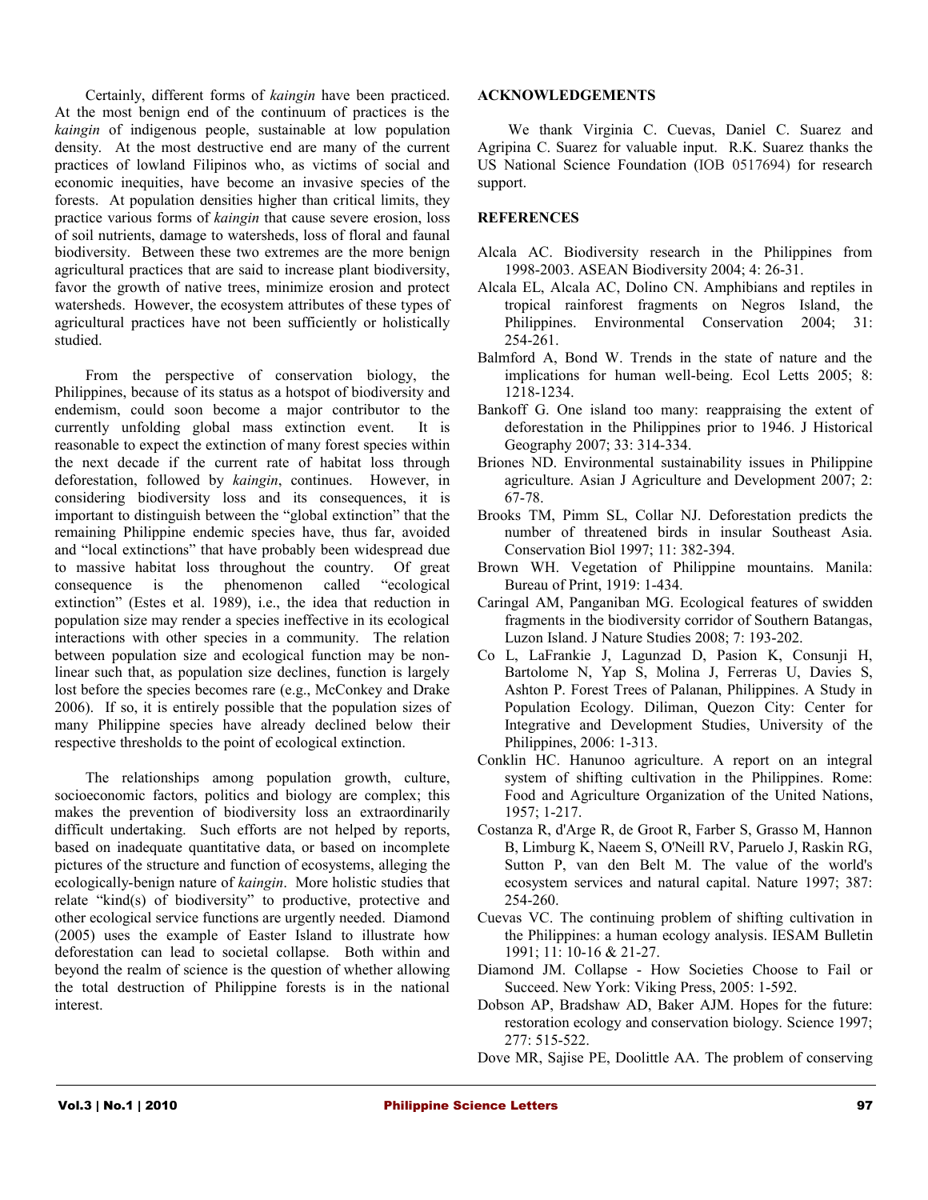Certainly, different forms of *kaingin* have been practiced. At the most benign end of the continuum of practices is the *kaingin* of indigenous people, sustainable at low population density. At the most destructive end are many of the current practices of lowland Filipinos who, as victims of social and economic inequities, have become an invasive species of the forests. At population densities higher than critical limits, they practice various forms of *kaingin* that cause severe erosion, loss of soil nutrients, damage to watersheds, loss of floral and faunal biodiversity. Between these two extremes are the more benign agricultural practices that are said to increase plant biodiversity, favor the growth of native trees, minimize erosion and protect watersheds. However, the ecosystem attributes of these types of agricultural practices have not been sufficiently or holistically studied.

From the perspective of conservation biology, the Philippines, because of its status as a hotspot of biodiversity and endemism, could soon become a major contributor to the currently unfolding global mass extinction event. It is reasonable to expect the extinction of many forest species within the next decade if the current rate of habitat loss through deforestation, followed by *kaingin*, continues. However, in considering biodiversity loss and its consequences, it is important to distinguish between the "global extinction" that the remaining Philippine endemic species have, thus far, avoided and "local extinctions" that have probably been widespread due to massive habitat loss throughout the country. Of great consequence is the phenomenon called "ecological extinction" (Estes et al. 1989), i.e., the idea that reduction in population size may render a species ineffective in its ecological interactions with other species in a community. The relation between population size and ecological function may be non-linear such that, as population size declines, function is largely lost before the species becomes rare (e.g., McConkey and Drake 2006). If so, it is entirely possible that the population sizes of many Philippine species have already declined below their respective thresholds to the point of ecological extinction.

The relationships among population growth, culture, socioeconomic factors, politics and biology are complex; this makes the prevention of biodiversity loss an extraordinarily difficult undertaking. Such efforts are not helped by reports, based on inadequate quantitative data, or based on incomplete pictures of the structure and function of ecosystems, alleging the ecologically-benign nature of *kaingin*. More holistic studies that relate "kind(s) of biodiversity" to productive, protective and other ecological service functions are urgently needed. Diamond (2005) uses the example of Easter Island to illustrate how deforestation can lead to societal collapse. Both within and beyond the realm of science is the question of whether allowing the total destruction of Philippine forests is in the national interest.

## ACKNOWLEDGEMENTS

We thank Virginia C. Cuevas, Daniel C. Suarez and Agripina C. Suarez for valuable input. R.K. Suarez thanks the US National Science Foundation (IOB 0517694) for research support.

## REFERENCES

Alcala AC. Biodiversity research in the Philippines from 1998-2003. ASEAN Biodiversity 2004; 4: 26-31.

Alcala EL, Alcala AC, Dolino CN. Amphibians and reptiles in tropical rainforest fragments on Negros Island, the Philippines. Environmental Conservation 2004; 31: 254-261.

Balmford A, Bond W. Trends in the state of nature and the implications for human well-being. Ecol Letts 2005; 8: 1218-1234.

Bankoff G. One island too many: reappraising the extent of deforestation in the Philippines prior to 1946. J Historical Geography 2007; 33: 314-334.

Briones ND. Environmental sustainability issues in Philippine agriculture. Asian J Agriculture and Development 2007; 2: 67-78.

Brooks TM, Pimm SL, Collar NJ. Deforestation predicts the number of threatened birds in insular Southeast Asia. Conservation Biol 1997; 11: 382-394.

Brown WH. Vegetation of Philippine mountains. Manila: Bureau of Print, 1919: 1-434.

Caringal AM, Panganiban MG. Ecological features of swidden fragments in the biodiversity corridor of Southern Batangas, Luzon Island. J Nature Studies 2008; 7: 193-202.

Co L, LaFrankie J, Lagunzad D, Pasion K, Consunji H, Bartolome N, Yap S, Molina J, Ferreras U, Davies S, Ashton P. Forest Trees of Palanan, Philippines. A Study in Population Ecology. Diliman, Quezon City: Center for Integrative and Development Studies, University of the Philippines, 2006: 1-313.

Conklin HC. Hanunoo agriculture. A report on an integral system of shifting cultivation in the Philippines. Rome: Food and Agriculture Organization of the United Nations, 1957; 1-217.

Costanza R, d'Arge R, de Groot R, Farber S, Grasso M, Hannon B, Limburg K, Naeem S, O'Neill RV, Paruelo J, Raskin RG, Sutton P, van den Belt M. The value of the world's ecosystem services and natural capital. Nature 1997; 387: 254-260.

Cuevas VC. The continuing problem of shifting cultivation in the Philippines: a human ecology analysis. IESAM Bulletin 1991; 11: 10-16 & 21-27.

Diamond JM. Collapse - How Societies Choose to Fail or Succeed. New York: Viking Press, 2005: 1-592.

Dobson AP, Bradshaw AD, Baker AJM. Hopes for the future: restoration ecology and conservation biology. Science 1997; 277: 515-522.

Dove MR, Sajise PE, Doolittle AA. The problem of conserving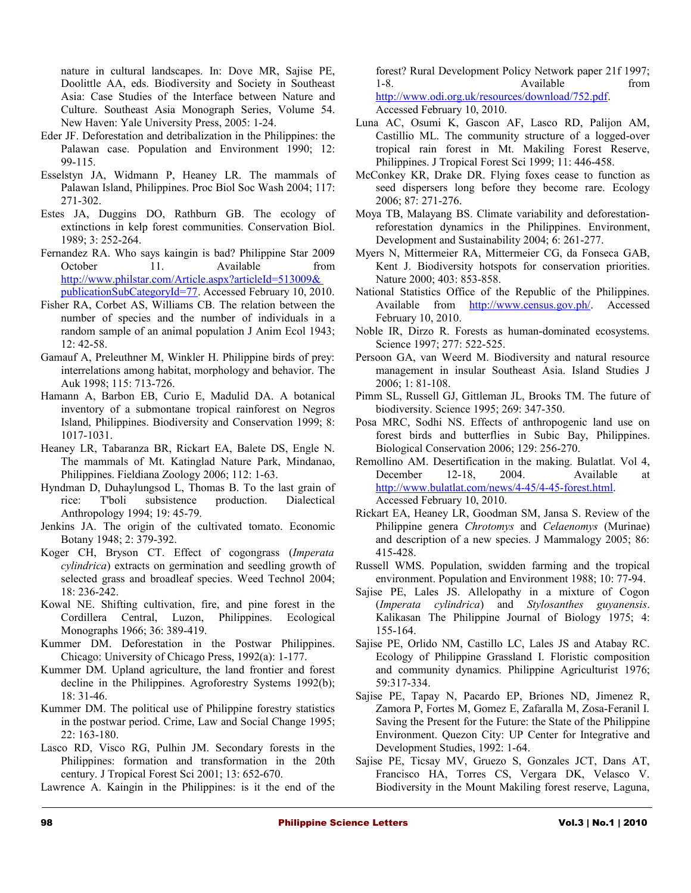nature in cultural landscapes. In: Dove MR, Sajise PE, Doolittle AA, eds. Biodiversity and Society in Southeast Asia: Case Studies of the Interface between Nature and Culture. Southeast Asia Monograph Series, Volume 54. New Haven: Yale University Press, 2005: 1-24.

Eder JF. Deforestation and detribalization in the Philippines: the Palawan case. Population and Environment 1990; 12: 99-115.

Esselstyn JA, Widmann P, Heaney LR. The mammals of Palawan Island, Philippines. Proc Biol Soc Wash 2004; 117: 271-302.

Estes JA, Duggins DO, Rathburn GB. The ecology of extinctions in kelp forest communities. Conservation Biol. 1989; 3: 252-264.

Fernandez RA. Who says kaingin is bad? Philippine Star 2009 October 11. Available from http://www.philstar.com/Article.aspx?articleId=513009&publicationSubCategoryId=77. Accessed February 10, 2010.

Fisher RA, Corbet AS, Williams CB. The relation between the number of species and the number of individuals in a random sample of an animal population J Anim Ecol 1943; 12: 42-58.

Gamauf A, Preleuthner M, Winkler H. Philippine birds of prey: interrelations among habitat, morphology and behavior. The Auk 1998; 115: 713-726.

Hamann A, Barbon EB, Curio E, Madulid DA. A botanical inventory of a submontane tropical rainforest on Negros Island, Philippines. Biodiversity and Conservation 1999; 8: 1017-1031.

Heaney LR, Tabaranza BR, Rickart EA, Balete DS, Engle N. The mammals of Mt. Katinglad Nature Park, Mindanao, Philippines. Fieldiana Zoology 2006; 112: 1-63.

Hyndman D, Duhaylungsod L, Thomas B. To the last grain of rice: T'boli subsistence production. Dialectical Anthropology 1994; 19: 45-79.

Jenkins JA. The origin of the cultivated tomato. Economic Botany 1948; 2: 379-392.

Koger CH, Bryson CT. Effect of cogongrass (*Imperata cylindrica*) extracts on germination and seedling growth of selected grass and broadleaf species. Weed Technol 2004; 18: 236-242.

Kowal NE. Shifting cultivation, fire, and pine forest in the Cordillera Central, Luzon, Philippines. Ecological Monographs 1966; 36: 389-419.

Kummer DM. Deforestation in the Postwar Philippines. Chicago: University of Chicago Press, 1992(a): 1-177.

Kummer DM. Upland agriculture, the land frontier and forest decline in the Philippines. Agroforestry Systems 1992(b); 18: 31-46.

Kummer DM. The political use of Philippine forestry statistics in the postwar period. Crime, Law and Social Change 1995; 22: 163-180.

Lasco RD, Visco RG, Pulhin JM. Secondary forests in the Philippines: formation and transformation in the 20th century. J Tropical Forest Sci 2001; 13: 652-670.

Lawrence A. Kaingin in the Philippines: is it the end of the forest? Rural Development Policy Network paper 21f 1997; 1-8. Available from http://www.odi.org.uk/resources/download/752.pdf. Accessed February 10, 2010.

Luna AC, Osumi K, Gascon AF, Lasco RD, Palijon AM, Castillio ML. The community structure of a logged-over tropical rain forest in Mt. Makiling Forest Reserve, Philippines. J Tropical Forest Sci 1999; 11: 446-458.

McConkey KR, Drake DR. Flying foxes cease to function as seed dispersers long before they become rare. Ecology 2006; 87: 271-276.

Moya TB, Malayang BS. Climate variability and deforestation-reforestation dynamics in the Philippines. Environment, Development and Sustainability 2004; 6: 261-277.

Myers N, Mittermeier RA, Mittermeier CG, da Fonseca GAB, Kent J. Biodiversity hotspots for conservation priorities. Nature 2000; 403: 853-858.

National Statistics Office of the Republic of the Philippines. Available from http://www.census.gov.ph/. Accessed February 10, 2010.

Noble IR, Dirzo R. Forests as human-dominated ecosystems. Science 1997; 277: 522-525.

Persoon GA, van Weerd M. Biodiversity and natural resource management in insular Southeast Asia. Island Studies J 2006; 1: 81-108.

Pimm SL, Russell GJ, Gittleman JL, Brooks TM. The future of biodiversity. Science 1995; 269: 347-350.

Posa MRC, Sodhi NS. Effects of anthropogenic land use on forest birds and butterflies in Subic Bay, Philippines. Biological Conservation 2006; 129: 256-270.

Remollino AM. Desertification in the making. Bulatlat. Vol 4, December 12-18, 2004. Available at http://www.bulatlat.com/news/4-45/4-45-forest.html. Accessed February 10, 2010.

Rickart EA, Heaney LR, Goodman SM, Jansa S. Review of the Philippine genera *Chrotomys* and *Celaenomys* (Murinae) and description of a new species. J Mammalogy 2005; 86: 415-428.

Russell WMS. Population, swidden farming and the tropical environment. Population and Environment 1988; 10: 77-94.

Sajise PE, Lales JS. Allelopathy in a mixture of Cogon (*Imperata cylindrica*) and *Stylosanthes guyanensis*. Kalikasan The Philippine Journal of Biology 1975; 4: 155-164.

Sajise PE, Orlido NM, Castillo LC, Lales JS and Atabay RC. Ecology of Philippine Grassland I. Floristic composition and community dynamics. Philippine Agriculturist 1976; 59:317-334.

Sajise PE, Tapay N, Pacardo EP, Briones ND, Jimenez R, Zamora P, Fortes M, Gomez E, Zafaralla M, Zosa-Feranil I. Saving the Present for the Future: the State of the Philippine Environment. Quezon City: UP Center for Integrative and Development Studies, 1992: 1-64.

Sajise PE, Ticsay MV, Gruezo S, Gonzales JCT, Dans AT, Francisco HA, Torres CS, Vergara DK, Velasco V. Biodiversity in the Mount Makiling forest reserve, Laguna,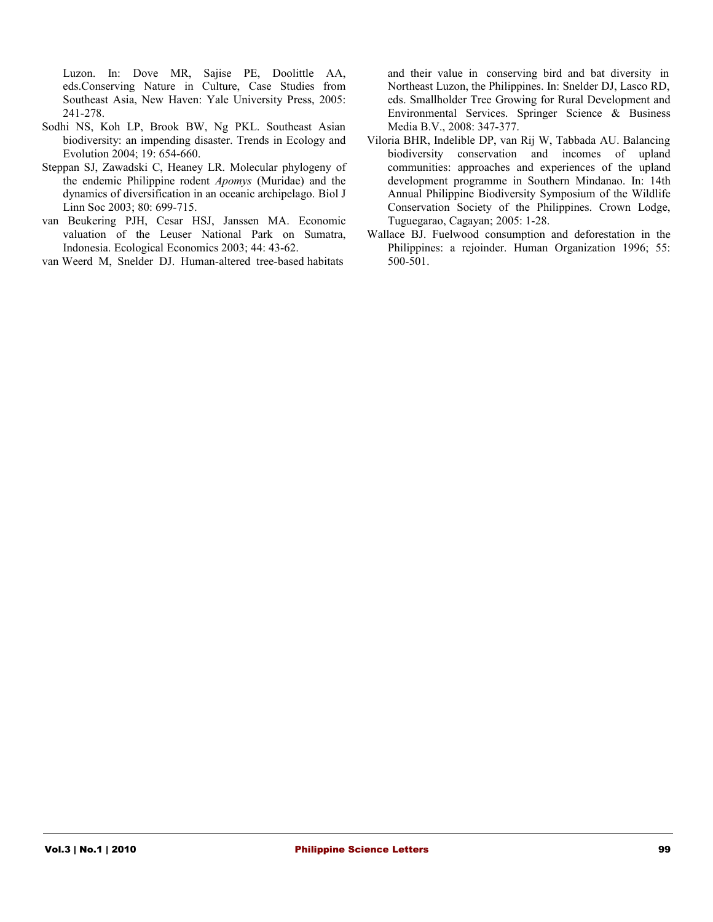Luzon. In: Dove MR, Sajise PE, Doolittle AA, eds.Conserving Nature in Culture, Case Studies from Southeast Asia, New Haven: Yale University Press, 2005: 241-278.

Sodhi NS, Koh LP, Brook BW, Ng PKL. Southeast Asian biodiversity: an impending disaster. Trends in Ecology and Evolution 2004; 19: 654-660.

Steppan SJ, Zawadski C, Heaney LR. Molecular phylogeny of the endemic Philippine rodent *Apomys* (Muridae) and the dynamics of diversification in an oceanic archipelago. Biol J Linn Soc 2003; 80: 699-715.

van Beukering PJH, Cesar HSJ, Janssen MA. Economic valuation of the Leuser National Park on Sumatra, Indonesia. Ecological Economics 2003; 44: 43-62.

van Weerd M, Snelder DJ. Human-altered tree-based habitats and their value in conserving bird and bat diversity in Northeast Luzon, the Philippines. In: Snelder DJ, Lasco RD, eds. Smallholder Tree Growing for Rural Development and Environmental Services. Springer Science & Business Media B.V., 2008: 347-377.

Viloria BHR, Indelible DP, van Rij W, Tabbada AU. Balancing biodiversity conservation and incomes of upland communities: approaches and experiences of the upland development programme in Southern Mindanao. In: 14th Annual Philippine Biodiversity Symposium of the Wildlife Conservation Society of the Philippines. Crown Lodge, Tuguegarao, Cagayan; 2005: 1-28.

Wallace BJ. Fuelwood consumption and deforestation in the Philippines: a rejoinder. Human Organization 1996; 55: 500-501.